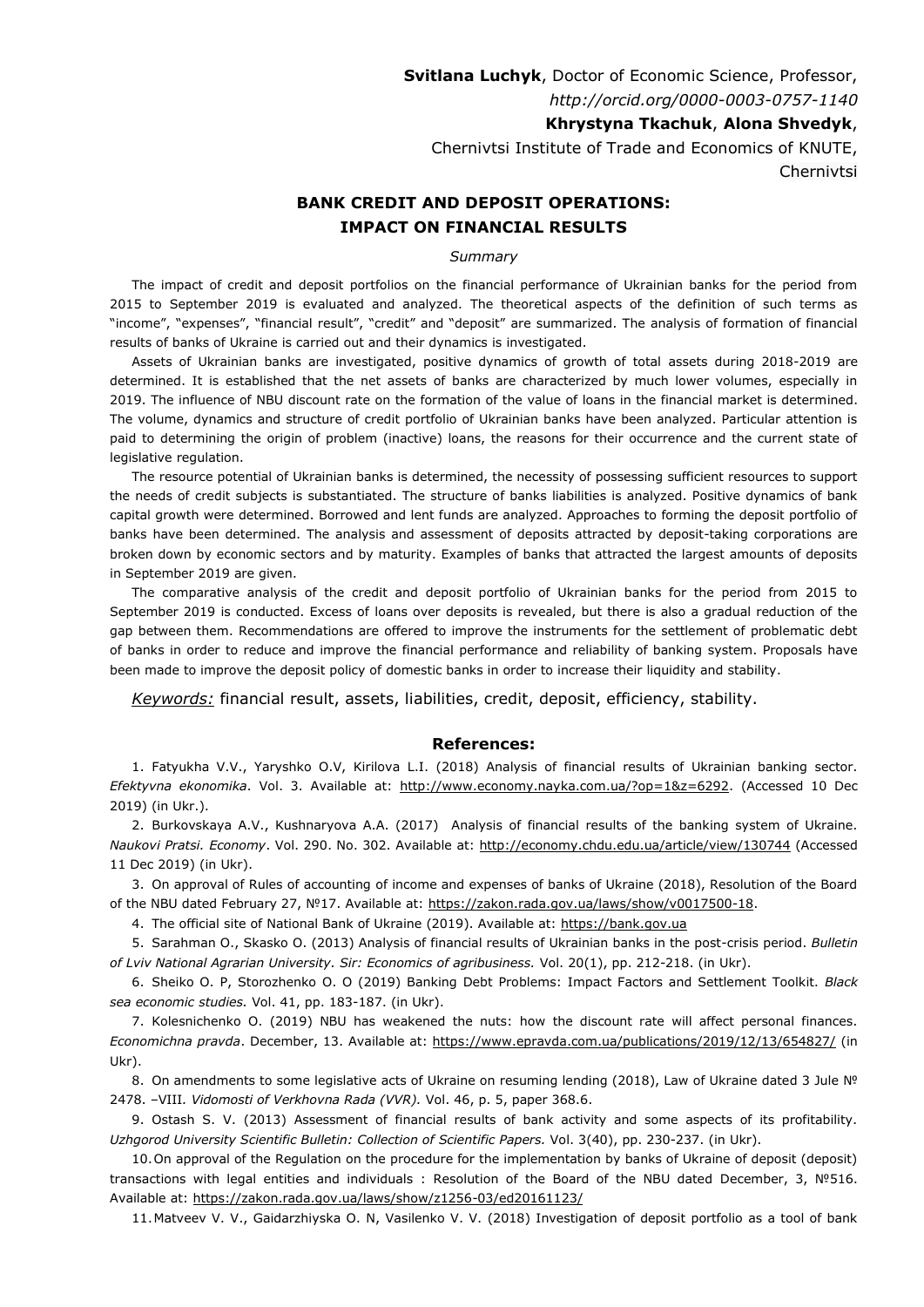**Svitlana Luchyk**, Doctor of Economic Science, Professor,
*http://orcid.org/0000-0003-0757-1140*
**Khrystyna Tkachuk**, **Alona Shvedyk**,
Chernivtsi Institute of Trade and Economics of KNUTE,
Chernivtsi

# BANK CREDIT AND DEPOSIT OPERATIONS: IMPACT ON FINANCIAL RESULTS

*Summary*

The impact of credit and deposit portfolios on the financial performance of Ukrainian banks for the period from 2015 to September 2019 is evaluated and analyzed. The theoretical aspects of the definition of such terms as "income", "expenses", "financial result", "credit" and "deposit" are summarized. The analysis of formation of financial results of banks of Ukraine is carried out and their dynamics is investigated.

Assets of Ukrainian banks are investigated, positive dynamics of growth of total assets during 2018-2019 are determined. It is established that the net assets of banks are characterized by much lower volumes, especially in 2019. The influence of NBU discount rate on the formation of the value of loans in the financial market is determined. The volume, dynamics and structure of credit portfolio of Ukrainian banks have been analyzed. Particular attention is paid to determining the origin of problem (inactive) loans, the reasons for their occurrence and the current state of legislative regulation.

The resource potential of Ukrainian banks is determined, the necessity of possessing sufficient resources to support the needs of credit subjects is substantiated. The structure of banks liabilities is analyzed. Positive dynamics of bank capital growth were determined. Borrowed and lent funds are analyzed. Approaches to forming the deposit portfolio of banks have been determined. The analysis and assessment of deposits attracted by deposit-taking corporations are broken down by economic sectors and by maturity. Examples of banks that attracted the largest amounts of deposits in September 2019 are given.

The comparative analysis of the credit and deposit portfolio of Ukrainian banks for the period from 2015 to September 2019 is conducted. Excess of loans over deposits is revealed, but there is also a gradual reduction of the gap between them. Recommendations are offered to improve the instruments for the settlement of problematic debt of banks in order to reduce and improve the financial performance and reliability of banking system. Proposals have been made to improve the deposit policy of domestic banks in order to increase their liquidity and stability.

*Keywords:* financial result, assets, liabilities, credit, deposit, efficiency, stability.

## References:

1. Fatyukha V.V., Yaryshko O.V, Kirilova L.I. (2018) Analysis of financial results of Ukrainian banking sector. *Efektyvna ekonomika*. Vol. 3. Available at: http://www.economy.nayka.com.ua/?op=1&z=6292. (Accessed 10 Dec 2019) (in Ukr.).
2. Burkovskaya A.V., Kushnaryova A.A. (2017) Analysis of financial results of the banking system of Ukraine. *Naukovi Pratsi. Economy*. Vol. 290. No. 302. Available at: http://economy.chdu.edu.ua/article/view/130744 (Accessed 11 Dec 2019) (in Ukr).
3. On approval of Rules of accounting of income and expenses of banks of Ukraine (2018), Resolution of the Board of the NBU dated February 27, №17. Available at: https://zakon.rada.gov.ua/laws/show/v0017500-18.
4. The official site of National Bank of Ukraine (2019). Available at: https://bank.gov.ua
5. Sarahman O., Skasko O. (2013) Analysis of financial results of Ukrainian banks in the post-crisis period. *Bulletin of Lviv National Agrarian University. Sir: Economics of agribusiness.* Vol. 20(1), pp. 212-218. (in Ukr).
6. Sheiko O. P, Storozhenko O. O (2019) Banking Debt Problems: Impact Factors and Settlement Toolkit. *Black sea economic studies.* Vol. 41, pp. 183-187. (in Ukr).
7. Kolesnichenko O. (2019) NBU has weakened the nuts: how the discount rate will affect personal finances. *Economichna pravda*. December, 13. Available at: https://www.epravda.com.ua/publications/2019/12/13/654827/ (in Ukr).
8. On amendments to some legislative acts of Ukraine on resuming lending (2018), Law of Ukraine dated 3 Jule № 2478. –VIII. *Vidomosti of Verkhovna Rada (VVR).* Vol. 46, p. 5, paper 368.6.
9. Ostash S. V. (2013) Assessment of financial results of bank activity and some aspects of its profitability. *Uzhgorod University Scientific Bulletin: Collection of Scientific Papers.* Vol. 3(40), pp. 230-237. (in Ukr).
10. On approval of the Regulation on the procedure for the implementation by banks of Ukraine of deposit (deposit) transactions with legal entities and individuals : Resolution of the Board of the NBU dated December, 3, №516. Available at: https://zakon.rada.gov.ua/laws/show/z1256-03/ed20161123/
11. Matveev V. V., Gaidarzhiyska O. N, Vasilenko V. V. (2018) Investigation of deposit portfolio as a tool of bank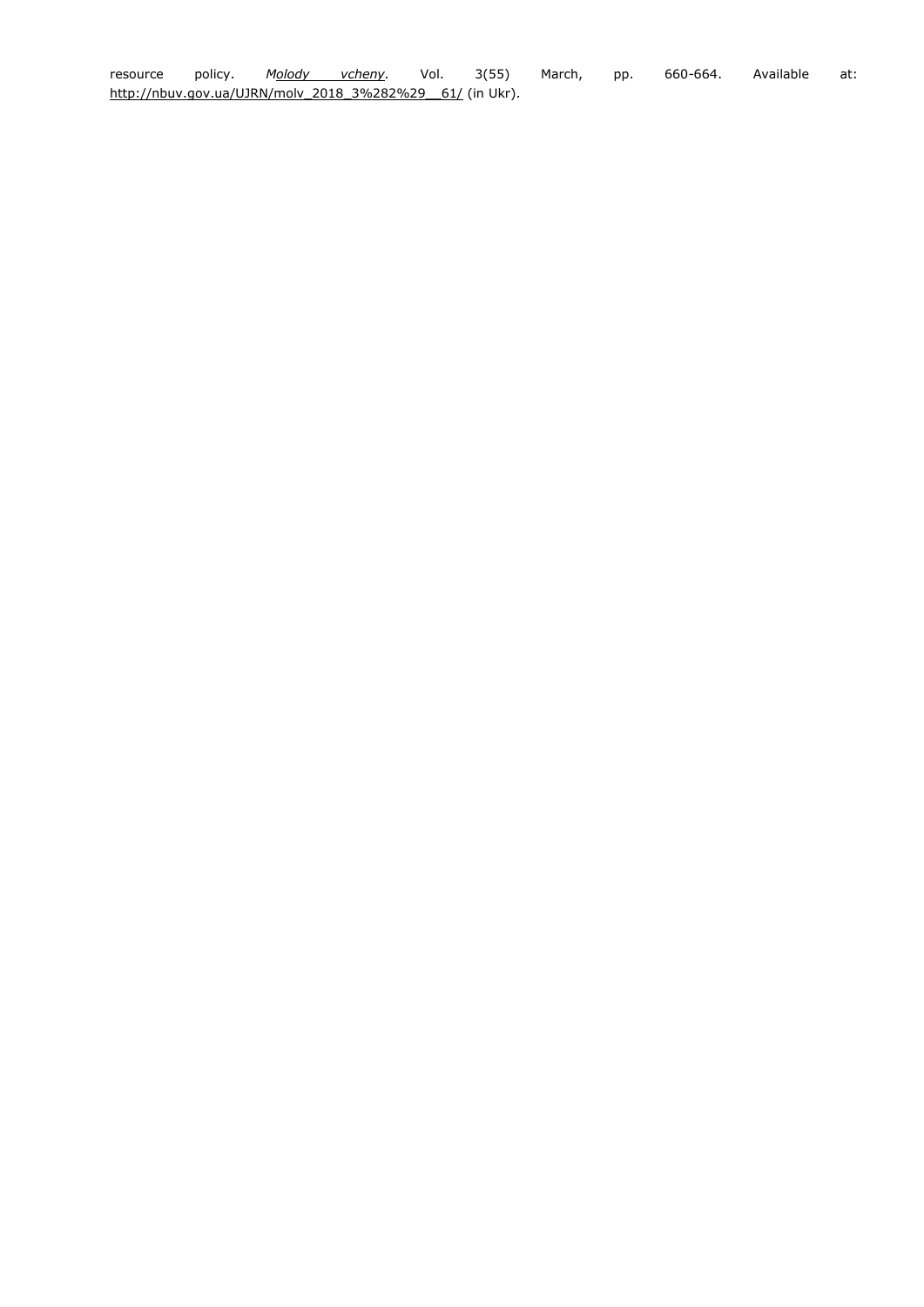resource policy. *Molody vcheny*. Vol. 3(55) March, pp. 660-664. Available at: http://nbuv.gov.ua/UJRN/molv_2018_3%282%29__61/ (in Ukr).